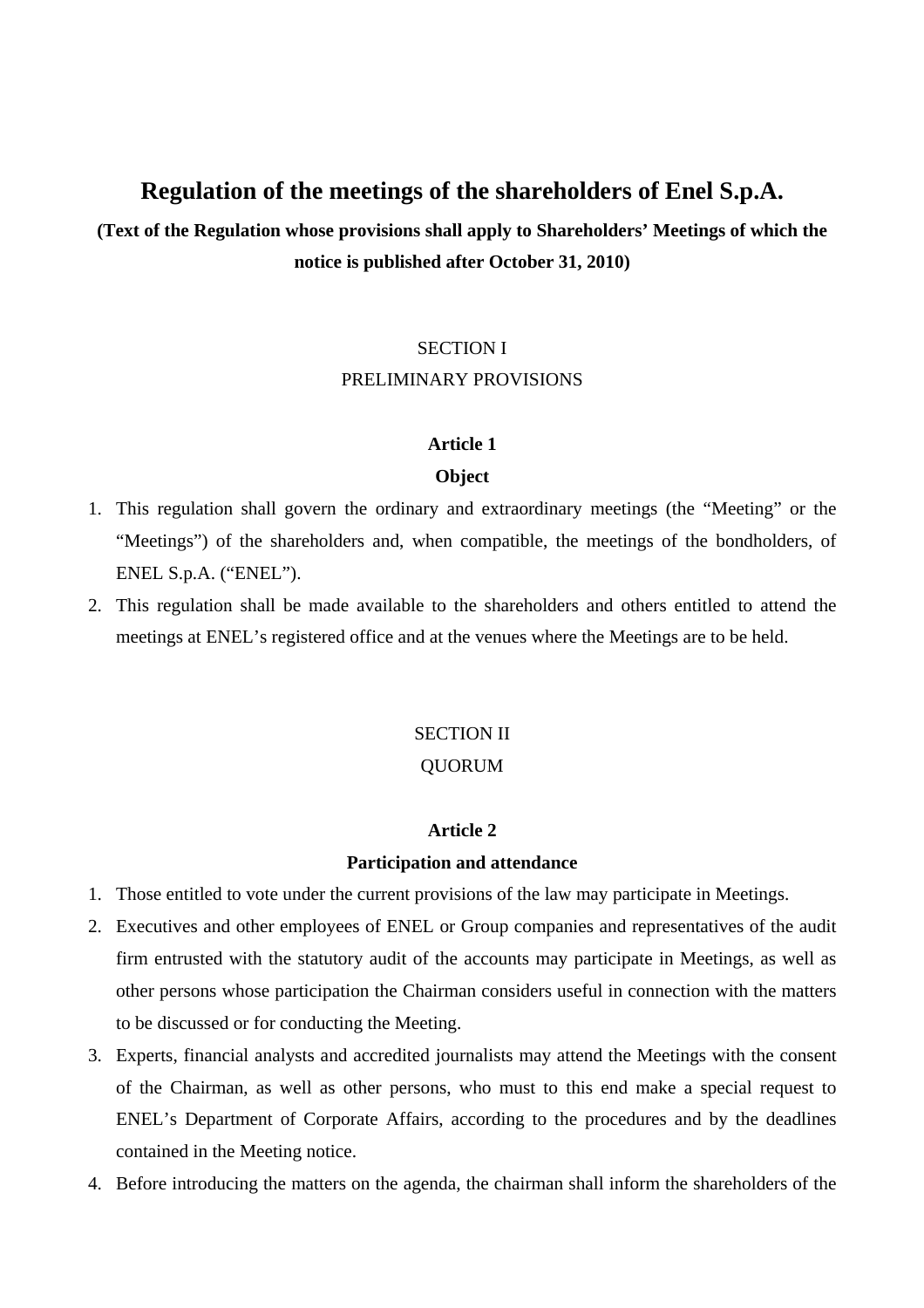# Regulation of the meetings of the shareholders of Enel S.p.A.

**(Text of the Regulation whose provisions shall apply to Shareholders' Meetings of which the notice is published after October 31, 2010)**

SECTION I

PRELIMINARY PROVISIONS

### Article 1

### Object

1. This regulation shall govern the ordinary and extraordinary meetings (the "Meeting" or the "Meetings") of the shareholders and, when compatible, the meetings of the bondholders, of ENEL S.p.A. ("ENEL").
2. This regulation shall be made available to the shareholders and others entitled to attend the meetings at ENEL's registered office and at the venues where the Meetings are to be held.

SECTION II

QUORUM

### Article 2

### Participation and attendance

1. Those entitled to vote under the current provisions of the law may participate in Meetings.
2. Executives and other employees of ENEL or Group companies and representatives of the audit firm entrusted with the statutory audit of the accounts may participate in Meetings, as well as other persons whose participation the Chairman considers useful in connection with the matters to be discussed or for conducting the Meeting.
3. Experts, financial analysts and accredited journalists may attend the Meetings with the consent of the Chairman, as well as other persons, who must to this end make a special request to ENEL's Department of Corporate Affairs, according to the procedures and by the deadlines contained in the Meeting notice.
4. Before introducing the matters on the agenda, the chairman shall inform the shareholders of the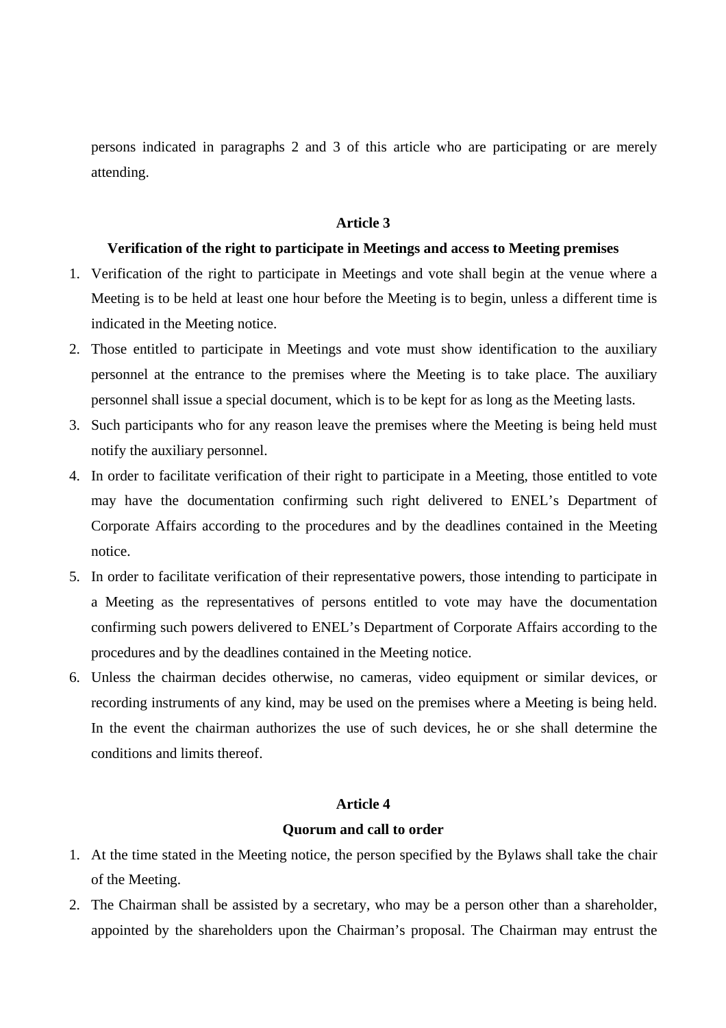persons indicated in paragraphs 2 and 3 of this article who are participating or are merely attending.

## Article 3

### Verification of the right to participate in Meetings and access to Meeting premises

1. Verification of the right to participate in Meetings and vote shall begin at the venue where a Meeting is to be held at least one hour before the Meeting is to begin, unless a different time is indicated in the Meeting notice.
2. Those entitled to participate in Meetings and vote must show identification to the auxiliary personnel at the entrance to the premises where the Meeting is to take place. The auxiliary personnel shall issue a special document, which is to be kept for as long as the Meeting lasts.
3. Such participants who for any reason leave the premises where the Meeting is being held must notify the auxiliary personnel.
4. In order to facilitate verification of their right to participate in a Meeting, those entitled to vote may have the documentation confirming such right delivered to ENEL's Department of Corporate Affairs according to the procedures and by the deadlines contained in the Meeting notice.
5. In order to facilitate verification of their representative powers, those intending to participate in a Meeting as the representatives of persons entitled to vote may have the documentation confirming such powers delivered to ENEL's Department of Corporate Affairs according to the procedures and by the deadlines contained in the Meeting notice.
6. Unless the chairman decides otherwise, no cameras, video equipment or similar devices, or recording instruments of any kind, may be used on the premises where a Meeting is being held. In the event the chairman authorizes the use of such devices, he or she shall determine the conditions and limits thereof.

## Article 4

### Quorum and call to order

1. At the time stated in the Meeting notice, the person specified by the Bylaws shall take the chair of the Meeting.
2. The Chairman shall be assisted by a secretary, who may be a person other than a shareholder, appointed by the shareholders upon the Chairman's proposal. The Chairman may entrust the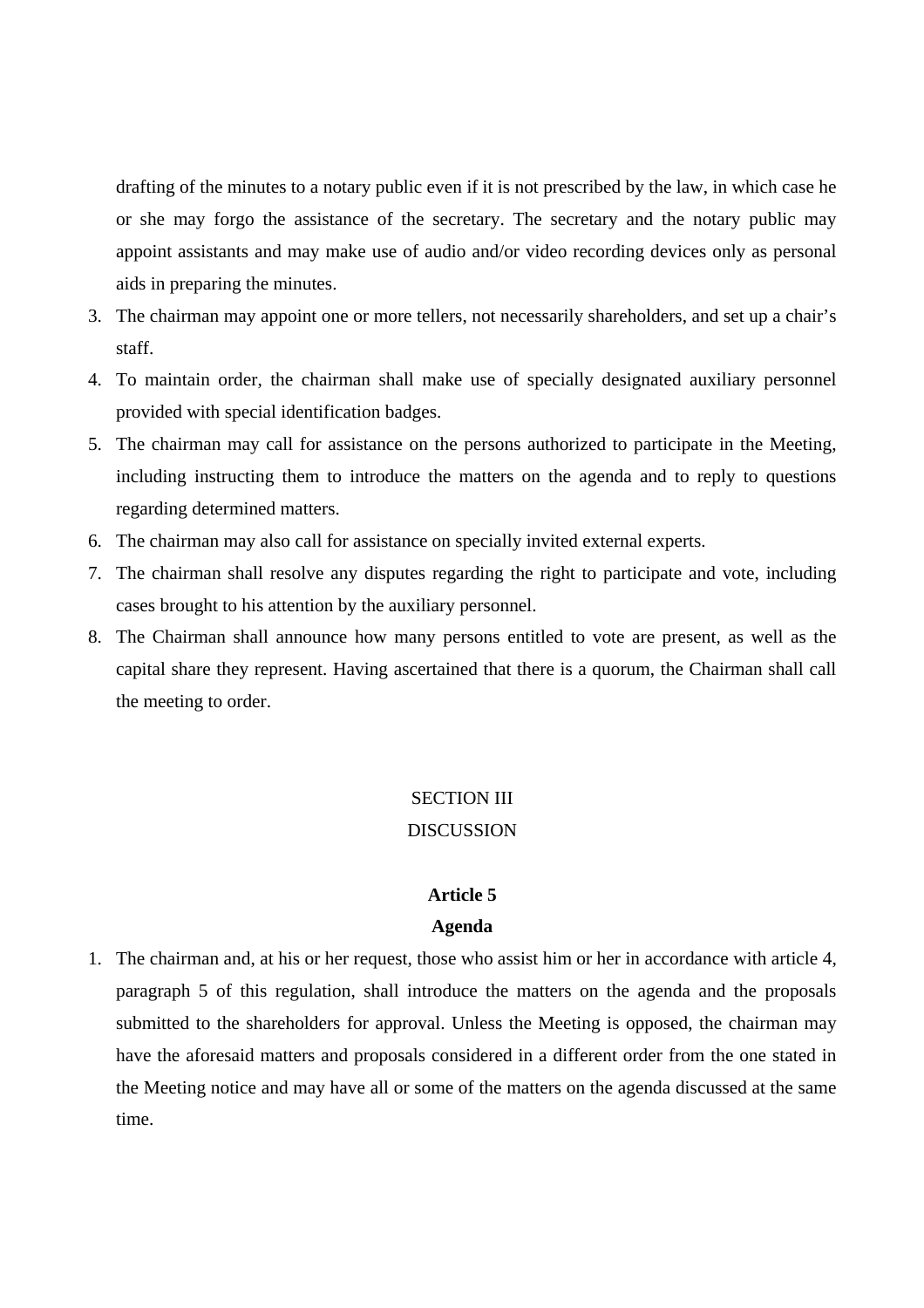drafting of the minutes to a notary public even if it is not prescribed by the law, in which case he or she may forgo the assistance of the secretary. The secretary and the notary public may appoint assistants and may make use of audio and/or video recording devices only as personal aids in preparing the minutes.

3. The chairman may appoint one or more tellers, not necessarily shareholders, and set up a chair's staff.
4. To maintain order, the chairman shall make use of specially designated auxiliary personnel provided with special identification badges.
5. The chairman may call for assistance on the persons authorized to participate in the Meeting, including instructing them to introduce the matters on the agenda and to reply to questions regarding determined matters.
6. The chairman may also call for assistance on specially invited external experts.
7. The chairman shall resolve any disputes regarding the right to participate and vote, including cases brought to his attention by the auxiliary personnel.
8. The Chairman shall announce how many persons entitled to vote are present, as well as the capital share they represent. Having ascertained that there is a quorum, the Chairman shall call the meeting to order.

## SECTION III
## DISCUSSION

### Article 5
### Agenda

1. The chairman and, at his or her request, those who assist him or her in accordance with article 4, paragraph 5 of this regulation, shall introduce the matters on the agenda and the proposals submitted to the shareholders for approval. Unless the Meeting is opposed, the chairman may have the aforesaid matters and proposals considered in a different order from the one stated in the Meeting notice and may have all or some of the matters on the agenda discussed at the same time.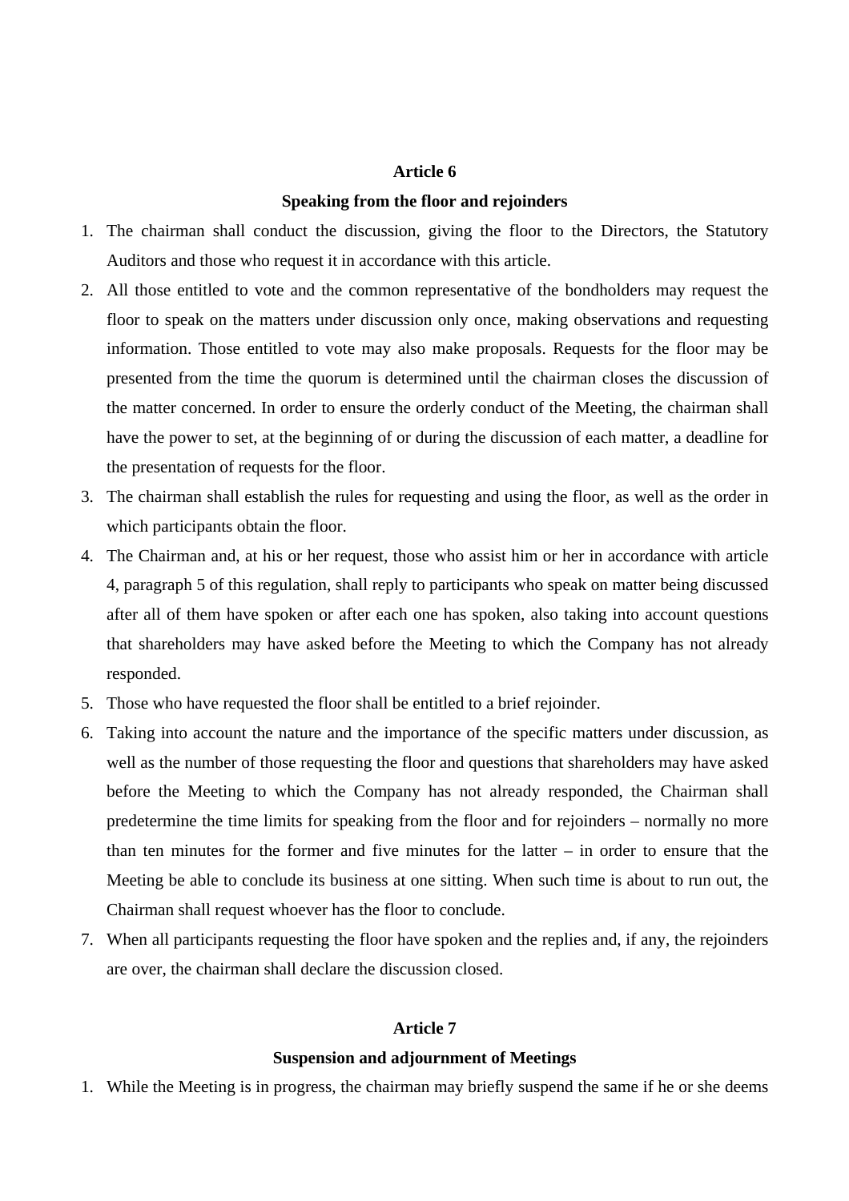## Article 6

### Speaking from the floor and rejoinders

1. The chairman shall conduct the discussion, giving the floor to the Directors, the Statutory Auditors and those who request it in accordance with this article.
2. All those entitled to vote and the common representative of the bondholders may request the floor to speak on the matters under discussion only once, making observations and requesting information. Those entitled to vote may also make proposals. Requests for the floor may be presented from the time the quorum is determined until the chairman closes the discussion of the matter concerned. In order to ensure the orderly conduct of the Meeting, the chairman shall have the power to set, at the beginning of or during the discussion of each matter, a deadline for the presentation of requests for the floor.
3. The chairman shall establish the rules for requesting and using the floor, as well as the order in which participants obtain the floor.
4. The Chairman and, at his or her request, those who assist him or her in accordance with article 4, paragraph 5 of this regulation, shall reply to participants who speak on matter being discussed after all of them have spoken or after each one has spoken, also taking into account questions that shareholders may have asked before the Meeting to which the Company has not already responded.
5. Those who have requested the floor shall be entitled to a brief rejoinder.
6. Taking into account the nature and the importance of the specific matters under discussion, as well as the number of those requesting the floor and questions that shareholders may have asked before the Meeting to which the Company has not already responded, the Chairman shall predetermine the time limits for speaking from the floor and for rejoinders – normally no more than ten minutes for the former and five minutes for the latter – in order to ensure that the Meeting be able to conclude its business at one sitting. When such time is about to run out, the Chairman shall request whoever has the floor to conclude.
7. When all participants requesting the floor have spoken and the replies and, if any, the rejoinders are over, the chairman shall declare the discussion closed.

## Article 7

### Suspension and adjournment of Meetings

1. While the Meeting is in progress, the chairman may briefly suspend the same if he or she deems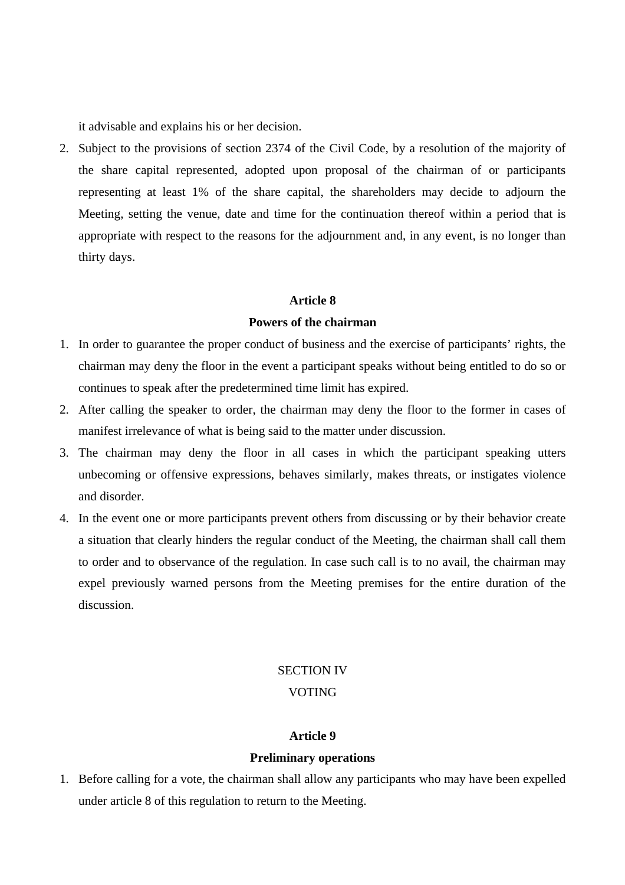it advisable and explains his or her decision.

2. Subject to the provisions of section 2374 of the Civil Code, by a resolution of the majority of the share capital represented, adopted upon proposal of the chairman of or participants representing at least 1% of the share capital, the shareholders may decide to adjourn the Meeting, setting the venue, date and time for the continuation thereof within a period that is appropriate with respect to the reasons for the adjournment and, in any event, is no longer than thirty days.

**Article 8**

**Powers of the chairman**

1. In order to guarantee the proper conduct of business and the exercise of participants' rights, the chairman may deny the floor in the event a participant speaks without being entitled to do so or continues to speak after the predetermined time limit has expired.
2. After calling the speaker to order, the chairman may deny the floor to the former in cases of manifest irrelevance of what is being said to the matter under discussion.
3. The chairman may deny the floor in all cases in which the participant speaking utters unbecoming or offensive expressions, behaves similarly, makes threats, or instigates violence and disorder.
4. In the event one or more participants prevent others from discussing or by their behavior create a situation that clearly hinders the regular conduct of the Meeting, the chairman shall call them to order and to observance of the regulation. In case such call is to no avail, the chairman may expel previously warned persons from the Meeting premises for the entire duration of the discussion.

SECTION IV

VOTING

**Article 9**

**Preliminary operations**

1. Before calling for a vote, the chairman shall allow any participants who may have been expelled under article 8 of this regulation to return to the Meeting.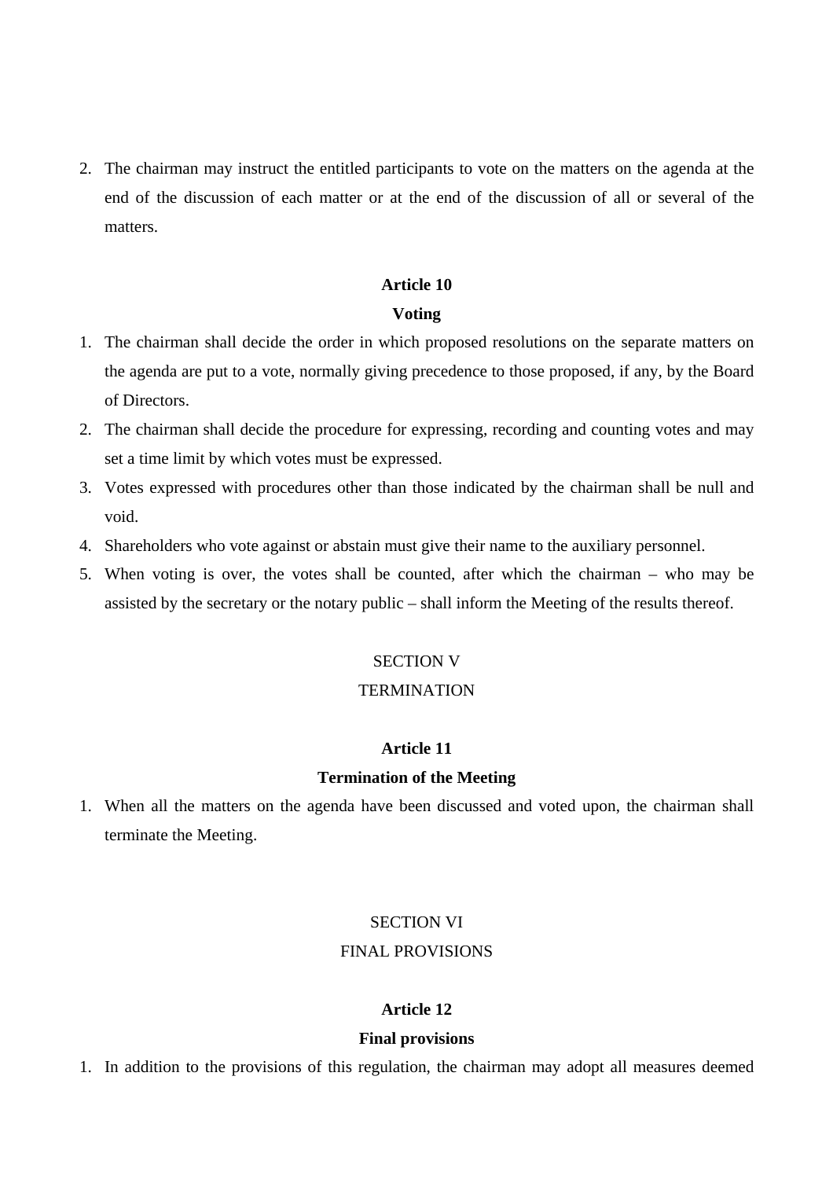2. The chairman may instruct the entitled participants to vote on the matters on the agenda at the end of the discussion of each matter or at the end of the discussion of all or several of the matters.

**Article 10**

**Voting**

1. The chairman shall decide the order in which proposed resolutions on the separate matters on the agenda are put to a vote, normally giving precedence to those proposed, if any, by the Board of Directors.
2. The chairman shall decide the procedure for expressing, recording and counting votes and may set a time limit by which votes must be expressed.
3. Votes expressed with procedures other than those indicated by the chairman shall be null and void.
4. Shareholders who vote against or abstain must give their name to the auxiliary personnel.
5. When voting is over, the votes shall be counted, after which the chairman – who may be assisted by the secretary or the notary public – shall inform the Meeting of the results thereof.

SECTION V

TERMINATION

**Article 11**

**Termination of the Meeting**

1. When all the matters on the agenda have been discussed and voted upon, the chairman shall terminate the Meeting.

SECTION VI

FINAL PROVISIONS

**Article 12**

**Final provisions**

1. In addition to the provisions of this regulation, the chairman may adopt all measures deemed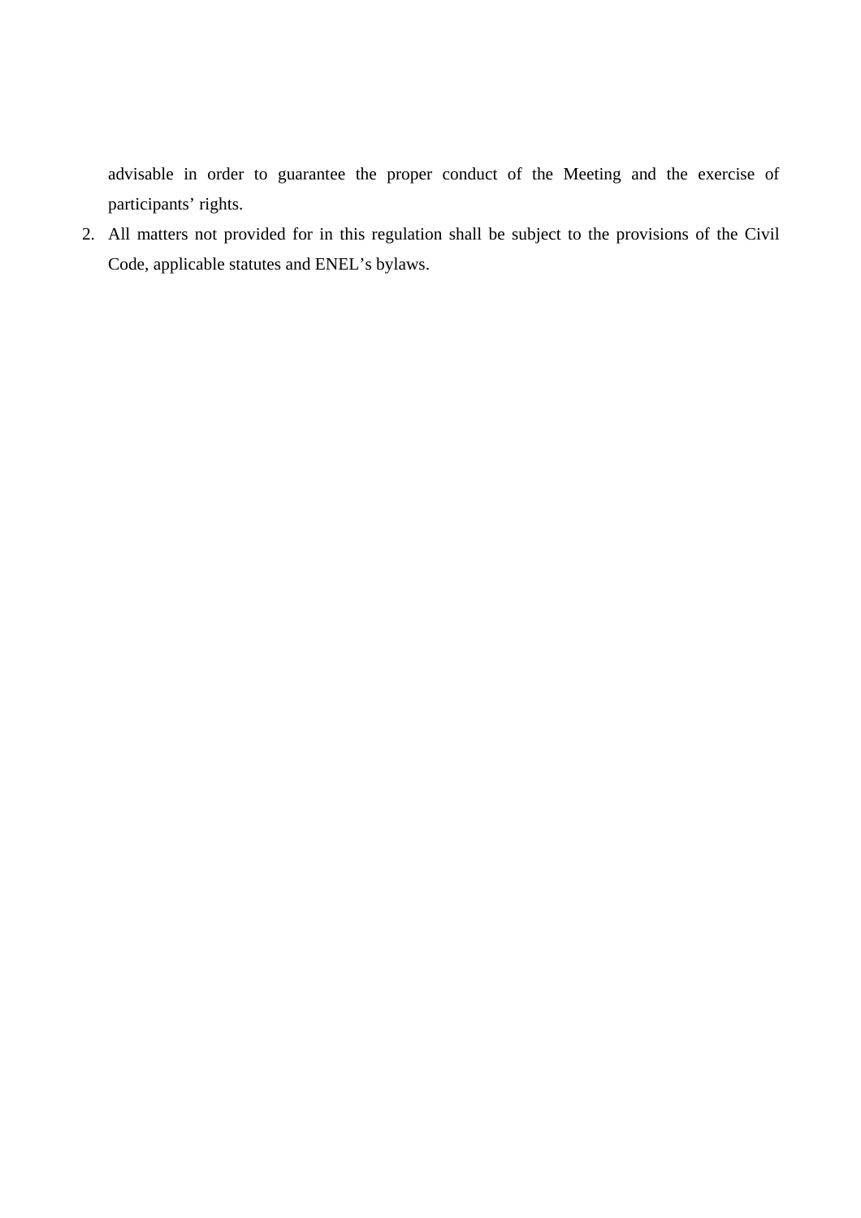advisable in order to guarantee the proper conduct of the Meeting and the exercise of participants' rights.

2. All matters not provided for in this regulation shall be subject to the provisions of the Civil Code, applicable statutes and ENEL's bylaws.